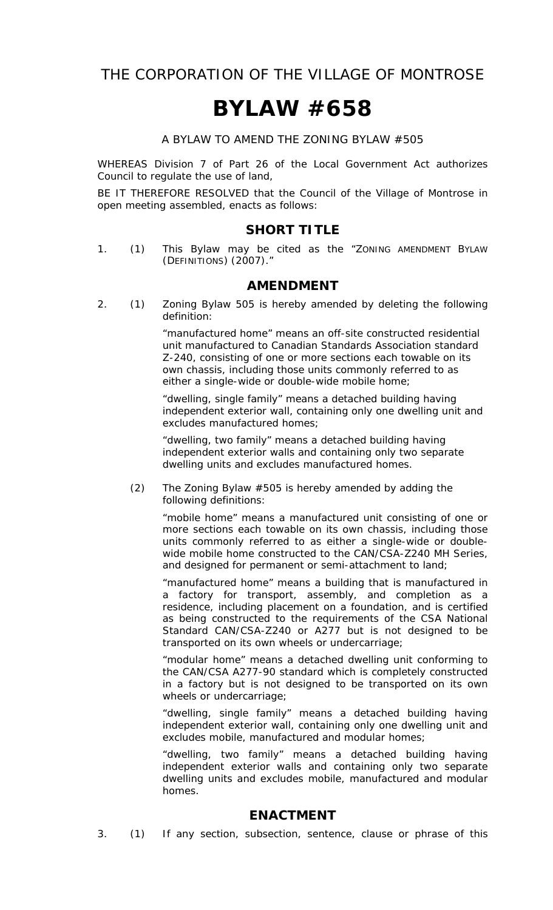# THE CORPORATION OF THE VILLAGE OF MONTROSE

# BYLAW #658

A BYLAW TO AMEND THE ZONING BYLAW #505

WHEREAS Division 7 of Part 26 of the Local Government Act authorizes Council to regulate the use of land,

BE IT THEREFORE RESOLVED that the Council of the Village of Montrose in open meeting assembled, enacts as follows:

## SHORT TITLE

1. (1) This Bylaw may be cited as the "ZONING AMENDMENT BYLAW (DEFINITIONS) (2007)."

## AMENDMENT

2. (1) Zoning Bylaw 505 is hereby amended by deleting the following definition:

   "manufactured home" means an off-site constructed residential unit manufactured to Canadian Standards Association standard Z-240, consisting of one or more sections each towable on its own chassis, including those units commonly referred to as either a single-wide or double-wide mobile home;

   "dwelling, single family" means a detached building having independent exterior wall, containing only one dwelling unit and excludes manufactured homes;

   "dwelling, two family" means a detached building having independent exterior walls and containing only two separate dwelling units and excludes manufactured homes.

   (2) The Zoning Bylaw #505 is hereby amended by adding the following definitions:

   "mobile home" means a manufactured unit consisting of one or more sections each towable on its own chassis, including those units commonly referred to as either a single-wide or double-wide mobile home constructed to the CAN/CSA-Z240 MH Series, and designed for permanent or semi-attachment to land;

   "manufactured home" means a building that is manufactured in a factory for transport, assembly, and completion as a residence, including placement on a foundation, and is certified as being constructed to the requirements of the CSA National Standard CAN/CSA-Z240 or A277 but is not designed to be transported on its own wheels or undercarriage;

   "modular home" means a detached dwelling unit conforming to the CAN/CSA A277-90 standard which is completely constructed in a factory but is not designed to be transported on its own wheels or undercarriage;

   "dwelling, single family" means a detached building having independent exterior wall, containing only one dwelling unit and excludes mobile, manufactured and modular homes;

   "dwelling, two family" means a detached building having independent exterior walls and containing only two separate dwelling units and excludes mobile, manufactured and modular homes.

## ENACTMENT

3. (1) If any section, subsection, sentence, clause or phrase of this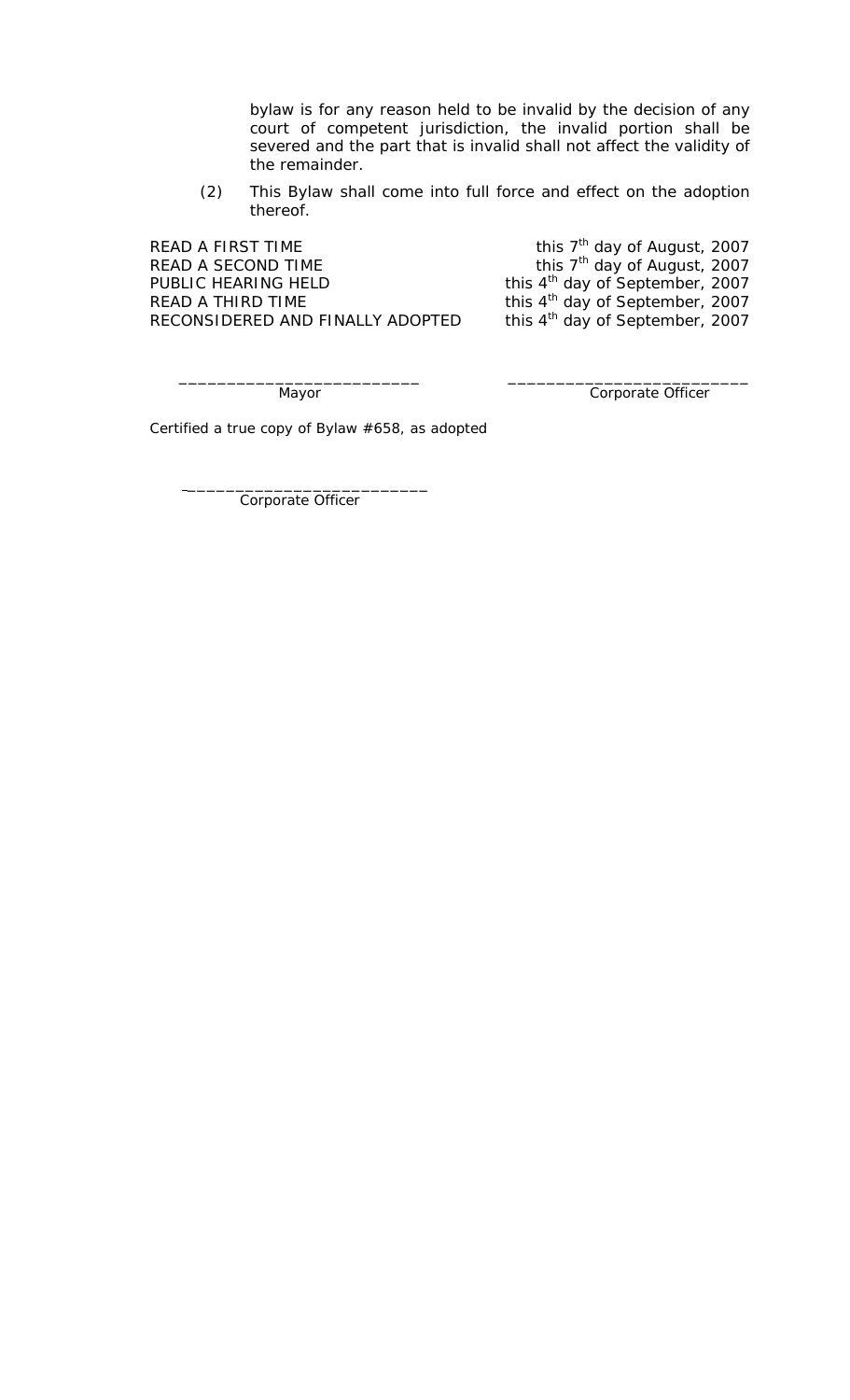bylaw is for any reason held to be invalid by the decision of any court of competent jurisdiction, the invalid portion shall be severed and the part that is invalid shall not affect the validity of the remainder.

(2) This Bylaw shall come into full force and effect on the adoption thereof.

| | |
|---|---|
| READ A FIRST TIME | this 7th day of August, 2007 |
| READ A SECOND TIME | this 7th day of August, 2007 |
| PUBLIC HEARING HELD | this 4th day of September, 2007 |
| READ A THIRD TIME | this 4th day of September, 2007 |
| RECONSIDERED AND FINALLY ADOPTED | this 4th day of September, 2007 |

_________________________ Mayor

_________________________ Corporate Officer

Certified a true copy of Bylaw #658, as adopted

_________________________ Corporate Officer